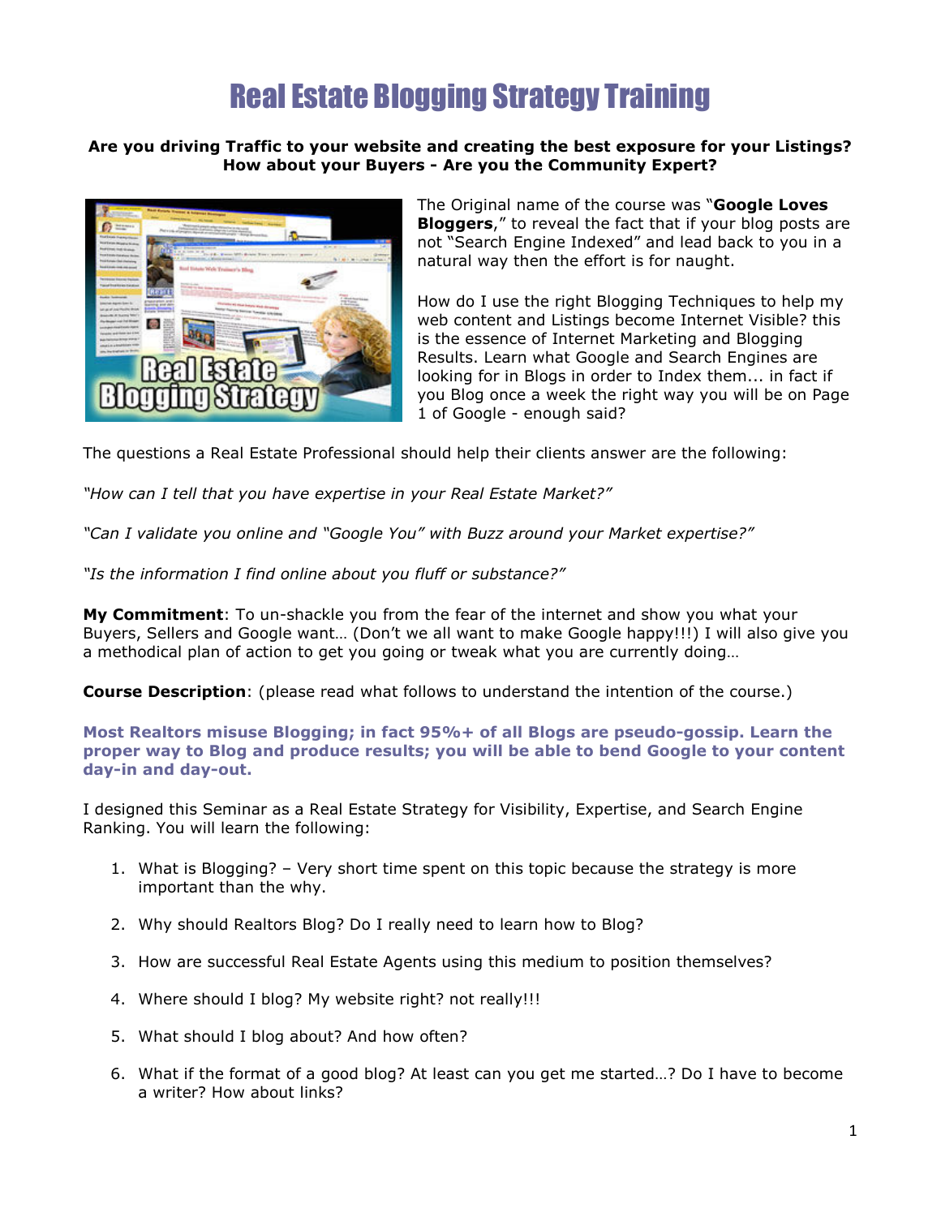# Real Estate Blogging Strategy Training

**Are you driving Traffic to your website and creating the best exposure for your Listings? How about your Buyers - Are you the Community Expert?**

The Original name of the course was "**Google Loves Bloggers**," to reveal the fact that if your blog posts are not "Search Engine Indexed" and lead back to you in a natural way then the effort is for naught.

How do I use the right Blogging Techniques to help my web content and Listings become Internet Visible? this is the essence of Internet Marketing and Blogging Results. Learn what Google and Search Engines are looking for in Blogs in order to Index them... in fact if you Blog once a week the right way you will be on Page 1 of Google - enough said?

The questions a Real Estate Professional should help their clients answer are the following:

*"How can I tell that you have expertise in your Real Estate Market?"*

*"Can I validate you online and "Google You" with Buzz around your Market expertise?"*

*"Is the information I find online about you fluff or substance?"*

**My Commitment**: To un-shackle you from the fear of the internet and show you what your Buyers, Sellers and Google want… (Don't we all want to make Google happy!!!) I will also give you a methodical plan of action to get you going or tweak what you are currently doing…

**Course Description**: (please read what follows to understand the intention of the course.)

**Most Realtors misuse Blogging; in fact 95%+ of all Blogs are pseudo-gossip. Learn the proper way to Blog and produce results; you will be able to bend Google to your content day-in and day-out.**

I designed this Seminar as a Real Estate Strategy for Visibility, Expertise, and Search Engine Ranking. You will learn the following:

1. What is Blogging? – Very short time spent on this topic because the strategy is more important than the why.
2. Why should Realtors Blog? Do I really need to learn how to Blog?
3. How are successful Real Estate Agents using this medium to position themselves?
4. Where should I blog? My website right? not really!!!
5. What should I blog about? And how often?
6. What if the format of a good blog? At least can you get me started…? Do I have to become a writer? How about links?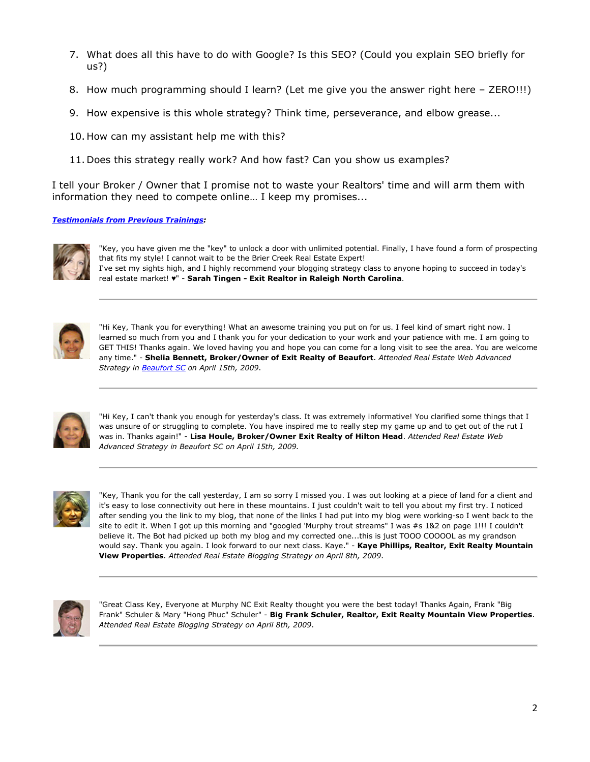7. What does all this have to do with Google? Is this SEO? (Could you explain SEO briefly for us?)

8. How much programming should I learn? (Let me give you the answer right here – ZERO!!!)

9. How expensive is this whole strategy? Think time, perseverance, and elbow grease...

10. How can my assistant help me with this?

11. Does this strategy really work? And how fast? Can you show us examples?

I tell your Broker / Owner that I promise not to waste your Realtors' time and will arm them with information they need to compete online… I keep my promises...

***Testimonials from Previous Trainings*:**

"Key, you have given me the "key" to unlock a door with unlimited potential. Finally, I have found a form of prospecting that fits my style! I cannot wait to be the Brier Creek Real Estate Expert!
I've set my sights high, and I highly recommend your blogging strategy class to anyone hoping to succeed in today's real estate market! ♥" - **Sarah Tingen - Exit Realtor in Raleigh North Carolina**.

---

"Hi Key, Thank you for everything! What an awesome training you put on for us. I feel kind of smart right now. I learned so much from you and I thank you for your dedication to your work and your patience with me. I am going to GET THIS! Thanks again. We loved having you and hope you can come for a long visit to see the area. You are welcome any time." - **Shelia Bennett, Broker/Owner of Exit Realty of Beaufort**. *Attended Real Estate Web Advanced Strategy in Beaufort SC on April 15th, 2009*.

---

"Hi Key, I can't thank you enough for yesterday's class. It was extremely informative! You clarified some things that I was unsure of or struggling to complete. You have inspired me to really step my game up and to get out of the rut I was in. Thanks again!" - **Lisa Houle, Broker/Owner Exit Realty of Hilton Head**. *Attended Real Estate Web Advanced Strategy in Beaufort SC on April 15th, 2009.*

---

"Key, Thank you for the call yesterday, I am so sorry I missed you. I was out looking at a piece of land for a client and it's easy to lose connectivity out here in these mountains. I just couldn't wait to tell you about my first try. I noticed after sending you the link to my blog, that none of the links I had put into my blog were working-so I went back to the site to edit it. When I got up this morning and "googled 'Murphy trout streams" I was #s 1&2 on page 1!!! I couldn't believe it. The Bot had picked up both my blog and my corrected one...this is just TOOO COOOOL as my grandson would say. Thank you again. I look forward to our next class. Kaye." - **Kaye Phillips, Realtor, Exit Realty Mountain View Properties**. *Attended Real Estate Blogging Strategy on April 8th, 2009*.

---

"Great Class Key, Everyone at Murphy NC Exit Realty thought you were the best today! Thanks Again, Frank "Big Frank" Schuler & Mary "Hong Phuc" Schuler" - **Big Frank Schuler, Realtor, Exit Realty Mountain View Properties**. *Attended Real Estate Blogging Strategy on April 8th, 2009*.

---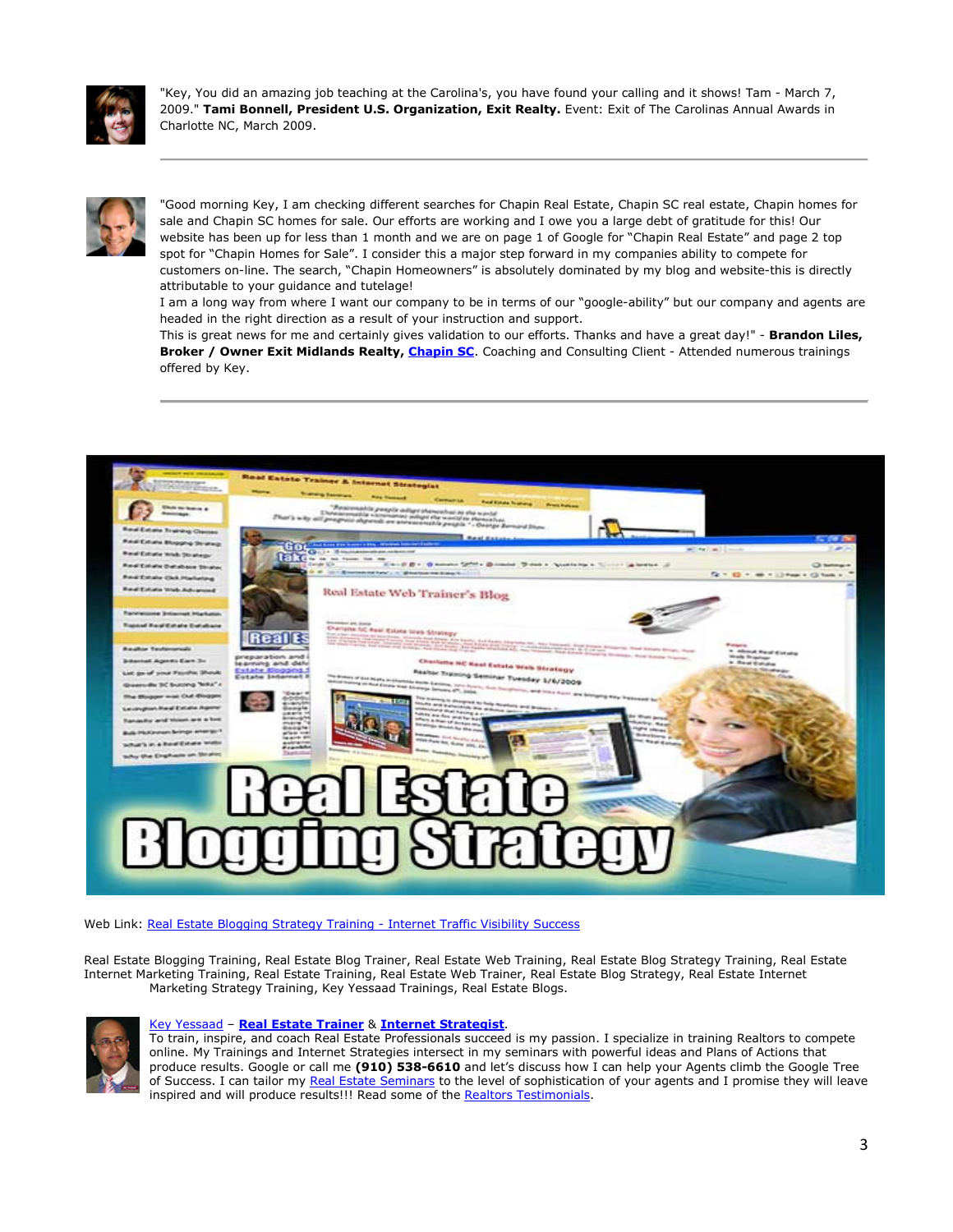"Key, You did an amazing job teaching at the Carolina's, you have found your calling and it shows! Tam - March 7, 2009." **Tami Bonnell, President U.S. Organization, Exit Realty.** Event: Exit of The Carolinas Annual Awards in Charlotte NC, March 2009.

---

"Good morning Key, I am checking different searches for Chapin Real Estate, Chapin SC real estate, Chapin homes for sale and Chapin SC homes for sale. Our efforts are working and I owe you a large debt of gratitude for this! Our website has been up for less than 1 month and we are on page 1 of Google for "Chapin Real Estate" and page 2 top spot for "Chapin Homes for Sale". I consider this a major step forward in my companies ability to compete for customers on-line. The search, "Chapin Homeowners" is absolutely dominated by my blog and website-this is directly attributable to your guidance and tutelage!
I am a long way from where I want our company to be in terms of our "google-ability" but our company and agents are headed in the right direction as a result of your instruction and support.
This is great news for me and certainly gives validation to our efforts. Thanks and have a great day!" - **Brandon Liles, Broker / Owner Exit Midlands Realty, [Chapin SC](#)**. Coaching and Consulting Client - Attended numerous trainings offered by Key.

---

Web Link: [Real Estate Blogging Strategy Training - Internet Traffic Visibility Success](#)

Real Estate Blogging Training, Real Estate Blog Trainer, Real Estate Web Training, Real Estate Blog Strategy Training, Real Estate Internet Marketing Training, Real Estate Training, Real Estate Web Trainer, Real Estate Blog Strategy, Real Estate Internet Marketing Strategy Training, Key Yessaad Trainings, Real Estate Blogs.

[Key Yessaad](#) – **[Real Estate Trainer](#)** & **[Internet Strategist](#)**.
To train, inspire, and coach Real Estate Professionals succeed is my passion. I specialize in training Realtors to compete online. My Trainings and Internet Strategies intersect in my seminars with powerful ideas and Plans of Actions that produce results. Google or call me **(910) 538-6610** and let's discuss how I can help your Agents climb the Google Tree of Success. I can tailor my [Real Estate Seminars](#) to the level of sophistication of your agents and I promise they will leave inspired and will produce results!!! Read some of the [Realtors Testimonials](#).